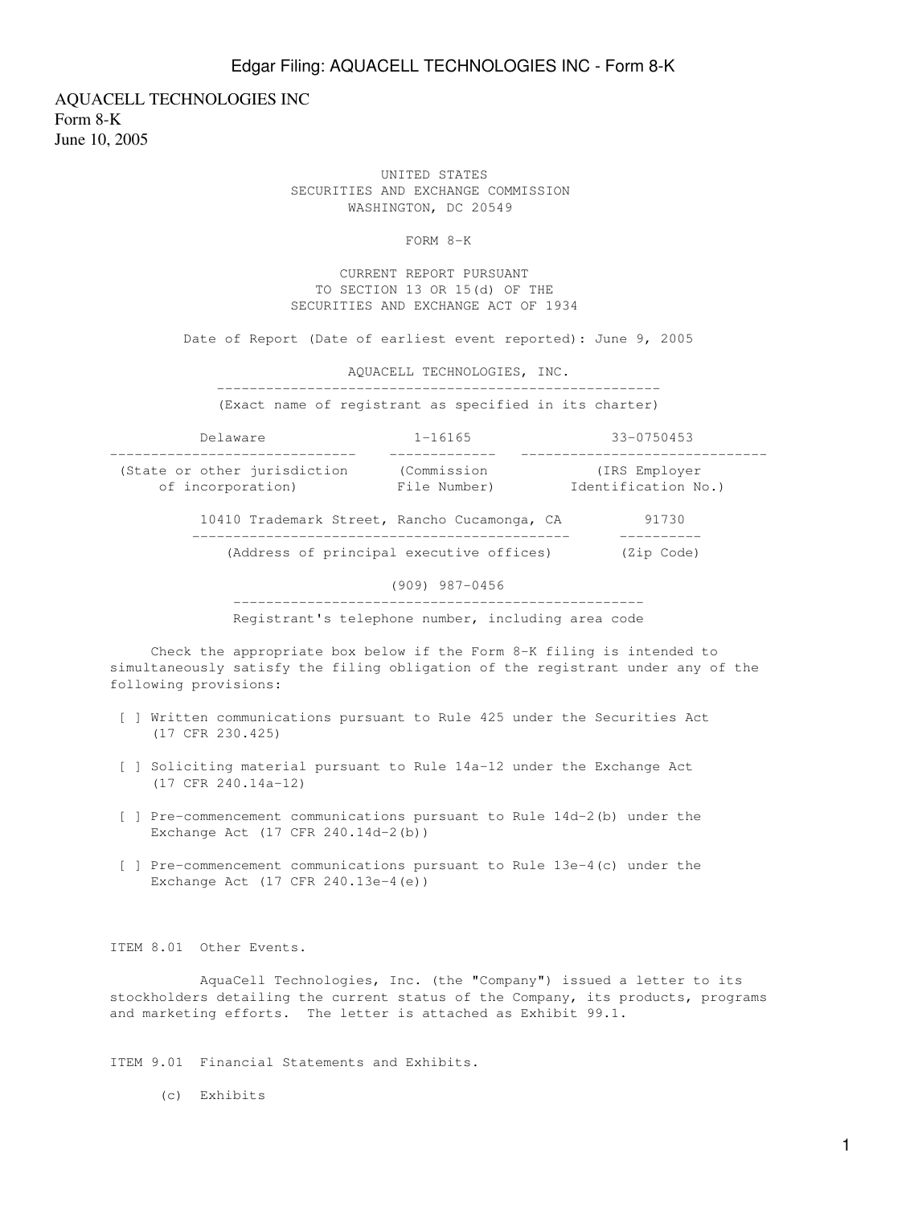AQUACELL TECHNOLOGIES INC
Form 8-K
June 10, 2005

UNITED STATES
SECURITIES AND EXCHANGE COMMISSION
WASHINGTON, DC 20549

FORM 8-K

CURRENT REPORT PURSUANT
TO SECTION 13 OR 15(d) OF THE
SECURITIES AND EXCHANGE ACT OF 1934

Date of Report (Date of earliest event reported): June 9, 2005

AQUACELL TECHNOLOGIES, INC.
(Exact name of registrant as specified in its charter)

| | | |
|---|---|---|
| Delaware | 1-16165 | 33-0750453 |
| (State or other jurisdiction of incorporation) | (Commission File Number) | (IRS Employer Identification No.) |

| | |
|---|---|
| 10410 Trademark Street, Rancho Cucamonga, CA | 91730 |
| (Address of principal executive offices) | (Zip Code) |

(909) 987-0456
Registrant's telephone number, including area code

Check the appropriate box below if the Form 8-K filing is intended to simultaneously satisfy the filing obligation of the registrant under any of the following provisions:

[ ] Written communications pursuant to Rule 425 under the Securities Act (17 CFR 230.425)

[ ] Soliciting material pursuant to Rule 14a-12 under the Exchange Act (17 CFR 240.14a-12)

[ ] Pre-commencement communications pursuant to Rule 14d-2(b) under the Exchange Act (17 CFR 240.14d-2(b))

[ ] Pre-commencement communications pursuant to Rule 13e-4(c) under the Exchange Act (17 CFR 240.13e-4(e))

ITEM 8.01 Other Events.

AquaCell Technologies, Inc. (the "Company") issued a letter to its stockholders detailing the current status of the Company, its products, programs and marketing efforts. The letter is attached as Exhibit 99.1.

ITEM 9.01 Financial Statements and Exhibits.

(c) Exhibits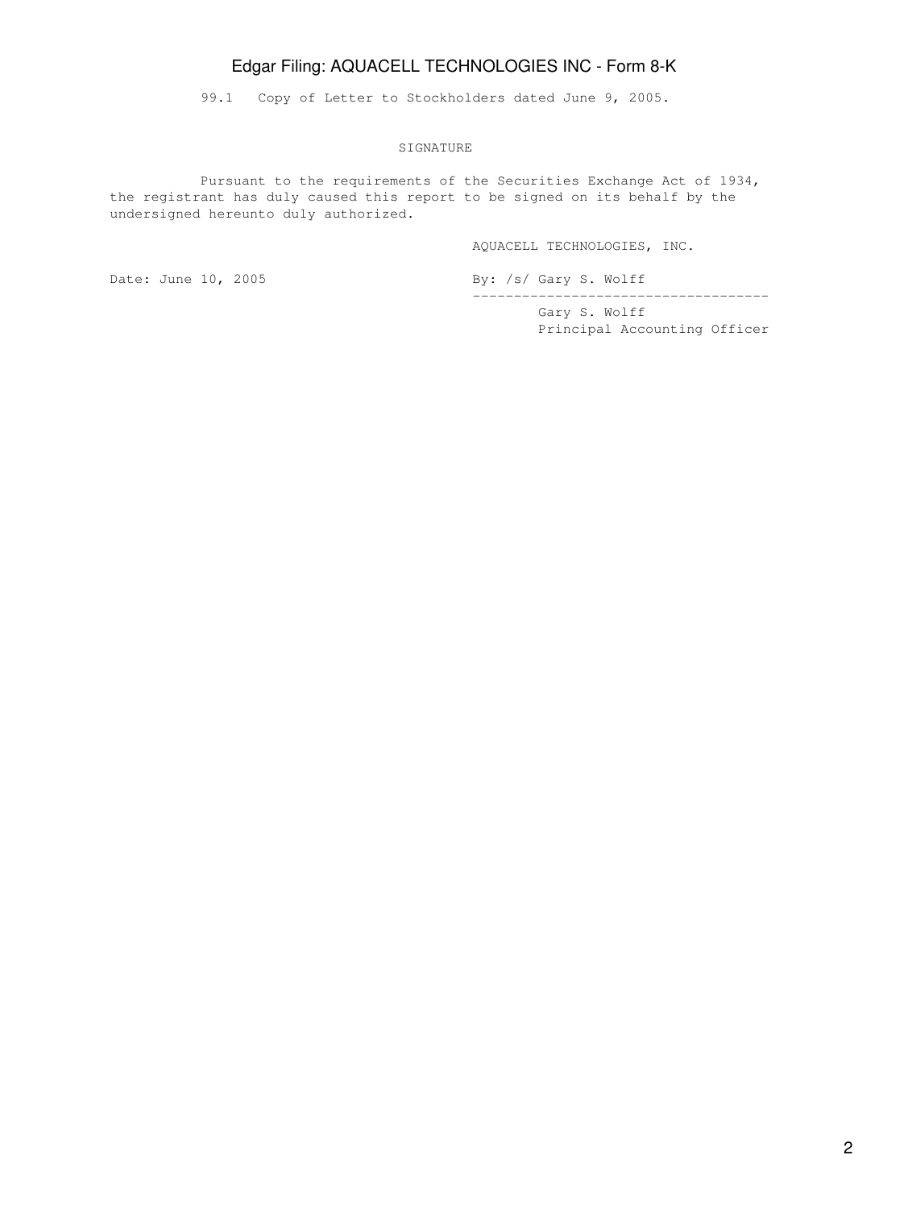99.1 Copy of Letter to Stockholders dated June 9, 2005.

SIGNATURE

Pursuant to the requirements of the Securities Exchange Act of 1934, the registrant has duly caused this report to be signed on its behalf by the undersigned hereunto duly authorized.

AQUACELL TECHNOLOGIES, INC.

Date: June 10, 2005

By: /s/ Gary S. Wolff

Gary S. Wolff
Principal Accounting Officer